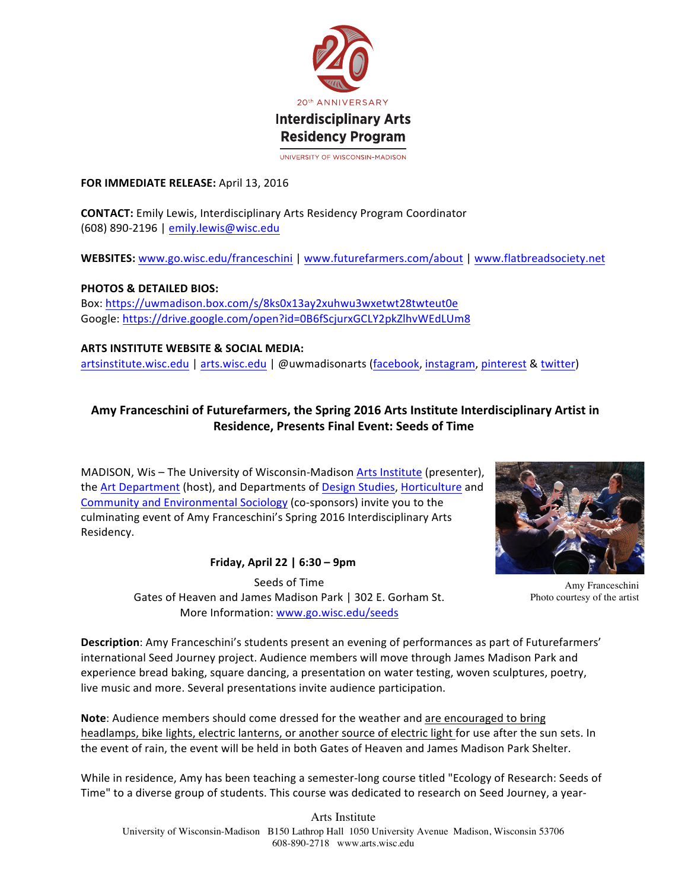20th ANNIVERSARY

**Interdisciplinary Arts Residency Program**

UNIVERSITY OF WISCONSIN-MADISON

**FOR IMMEDIATE RELEASE:** April 13, 2016

**CONTACT:** Emily Lewis, Interdisciplinary Arts Residency Program Coordinator
(608) 890-2196 | emily.lewis@wisc.edu

**WEBSITES:** www.go.wisc.edu/franceschini | www.futurefarmers.com/about | www.flatbreadsociety.net

**PHOTOS & DETAILED BIOS:**
Box: https://uwmadison.box.com/s/8ks0x13ay2xuhwu3wxetwt28twteut0e
Google: https://drive.google.com/open?id=0B6fScjurxGCLY2pkZlhvWEdLUm8

**ARTS INSTITUTE WEBSITE & SOCIAL MEDIA:**
artsinstitute.wisc.edu | arts.wisc.edu | @uwmadisonarts (facebook, instagram, pinterest & twitter)

## Amy Franceschini of Futurefarmers, the Spring 2016 Arts Institute Interdisciplinary Artist in Residence, Presents Final Event: Seeds of Time

MADISON, Wis – The University of Wisconsin-Madison Arts Institute (presenter), the Art Department (host), and Departments of Design Studies, Horticulture and Community and Environmental Sociology (co-sponsors) invite you to the culminating event of Amy Franceschini's Spring 2016 Interdisciplinary Arts Residency.

Amy Franceschini
Photo courtesy of the artist

**Friday, April 22 | 6:30 – 9pm**

Seeds of Time
Gates of Heaven and James Madison Park | 302 E. Gorham St.
More Information: www.go.wisc.edu/seeds

**Description**: Amy Franceschini's students present an evening of performances as part of Futurefarmers' international Seed Journey project. Audience members will move through James Madison Park and experience bread baking, square dancing, a presentation on water testing, woven sculptures, poetry, live music and more. Several presentations invite audience participation.

**Note**: Audience members should come dressed for the weather and are encouraged to bring headlamps, bike lights, electric lanterns, or another source of electric light for use after the sun sets. In the event of rain, the event will be held in both Gates of Heaven and James Madison Park Shelter.

While in residence, Amy has been teaching a semester-long course titled "Ecology of Research: Seeds of Time" to a diverse group of students. This course was dedicated to research on Seed Journey, a year-

Arts Institute
University of Wisconsin-Madison B150 Lathrop Hall 1050 University Avenue Madison, Wisconsin 53706
608-890-2718 www.arts.wisc.edu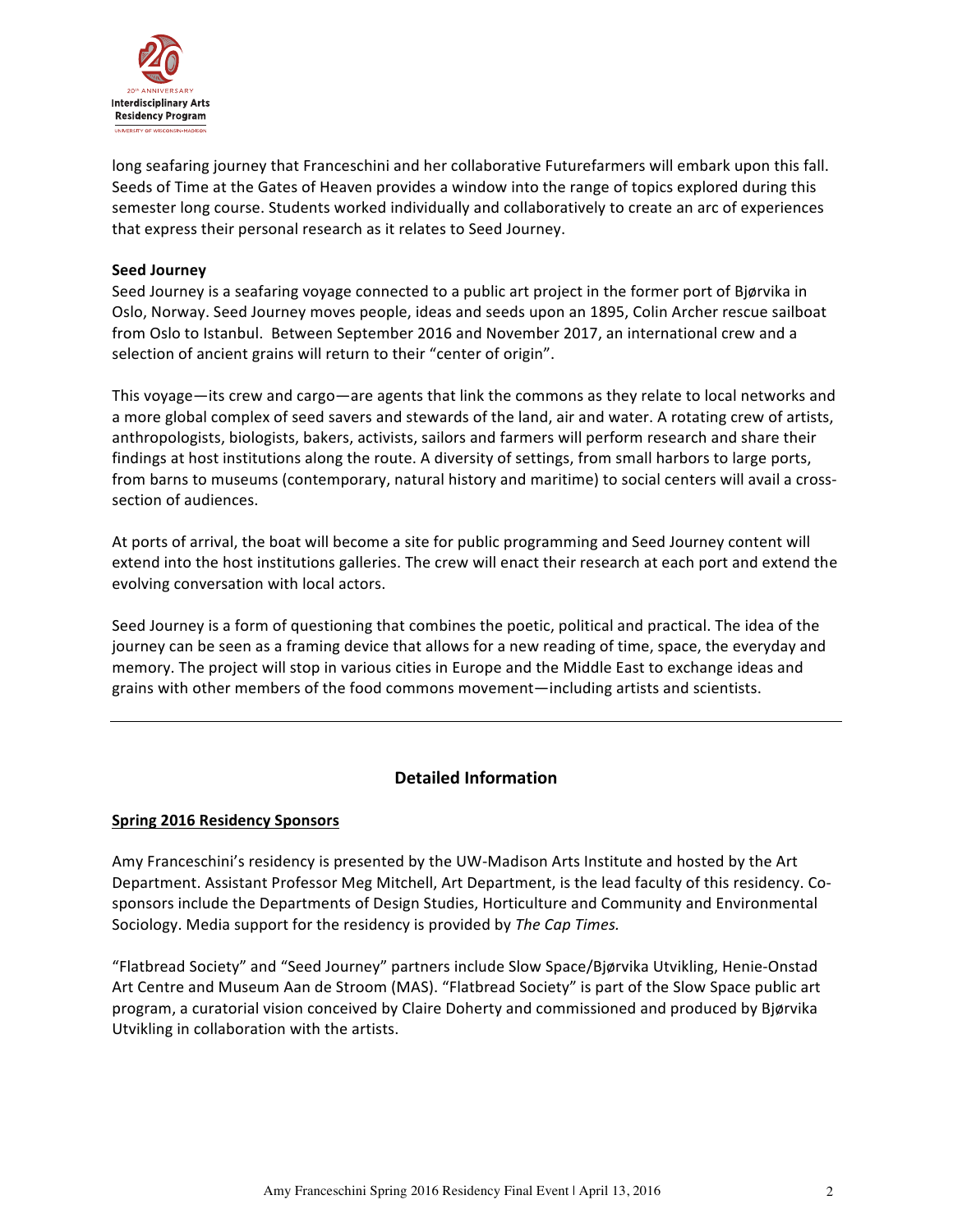long seafaring journey that Franceschini and her collaborative Futurefarmers will embark upon this fall. Seeds of Time at the Gates of Heaven provides a window into the range of topics explored during this semester long course. Students worked individually and collaboratively to create an arc of experiences that express their personal research as it relates to Seed Journey.

**Seed Journey**

Seed Journey is a seafaring voyage connected to a public art project in the former port of Bjørvika in Oslo, Norway. Seed Journey moves people, ideas and seeds upon an 1895, Colin Archer rescue sailboat from Oslo to Istanbul. Between September 2016 and November 2017, an international crew and a selection of ancient grains will return to their "center of origin".

This voyage—its crew and cargo—are agents that link the commons as they relate to local networks and a more global complex of seed savers and stewards of the land, air and water. A rotating crew of artists, anthropologists, biologists, bakers, activists, sailors and farmers will perform research and share their findings at host institutions along the route. A diversity of settings, from small harbors to large ports, from barns to museums (contemporary, natural history and maritime) to social centers will avail a cross-section of audiences.

At ports of arrival, the boat will become a site for public programming and Seed Journey content will extend into the host institutions galleries. The crew will enact their research at each port and extend the evolving conversation with local actors.

Seed Journey is a form of questioning that combines the poetic, political and practical. The idea of the journey can be seen as a framing device that allows for a new reading of time, space, the everyday and memory. The project will stop in various cities in Europe and the Middle East to exchange ideas and grains with other members of the food commons movement—including artists and scientists.

---

## Detailed Information

**Spring 2016 Residency Sponsors**

Amy Franceschini's residency is presented by the UW-Madison Arts Institute and hosted by the Art Department. Assistant Professor Meg Mitchell, Art Department, is the lead faculty of this residency. Co-sponsors include the Departments of Design Studies, Horticulture and Community and Environmental Sociology. Media support for the residency is provided by *The Cap Times.*

"Flatbread Society" and "Seed Journey" partners include Slow Space/Bjørvika Utvikling, Henie-Onstad Art Centre and Museum Aan de Stroom (MAS). "Flatbread Society" is part of the Slow Space public art program, a curatorial vision conceived by Claire Doherty and commissioned and produced by Bjørvika Utvikling in collaboration with the artists.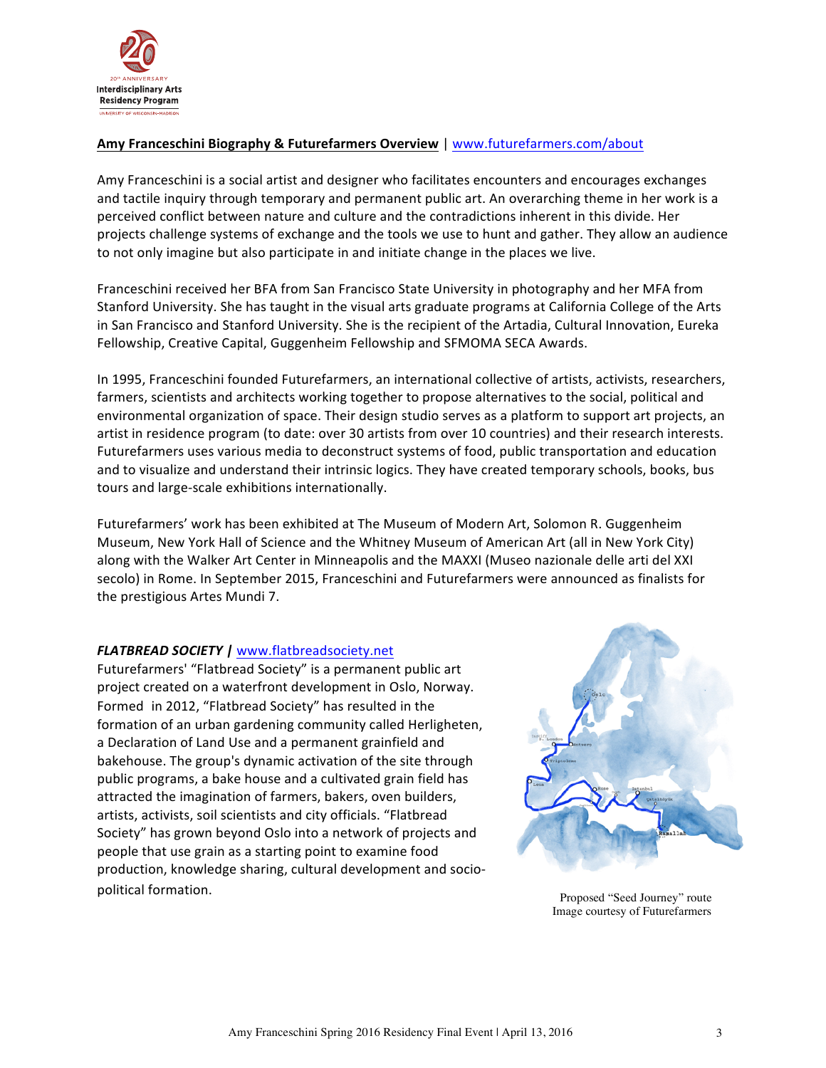**Amy Franceschini Biography & Futurefarmers Overview** | www.futurefarmers.com/about

Amy Franceschini is a social artist and designer who facilitates encounters and encourages exchanges and tactile inquiry through temporary and permanent public art. An overarching theme in her work is a perceived conflict between nature and culture and the contradictions inherent in this divide. Her projects challenge systems of exchange and the tools we use to hunt and gather. They allow an audience to not only imagine but also participate in and initiate change in the places we live.

Franceschini received her BFA from San Francisco State University in photography and her MFA from Stanford University. She has taught in the visual arts graduate programs at California College of the Arts in San Francisco and Stanford University. She is the recipient of the Artadia, Cultural Innovation, Eureka Fellowship, Creative Capital, Guggenheim Fellowship and SFMOMA SECA Awards.

In 1995, Franceschini founded Futurefarmers, an international collective of artists, activists, researchers, farmers, scientists and architects working together to propose alternatives to the social, political and environmental organization of space. Their design studio serves as a platform to support art projects, an artist in residence program (to date: over 30 artists from over 10 countries) and their research interests. Futurefarmers uses various media to deconstruct systems of food, public transportation and education and to visualize and understand their intrinsic logics. They have created temporary schools, books, bus tours and large-scale exhibitions internationally.

Futurefarmers' work has been exhibited at The Museum of Modern Art, Solomon R. Guggenheim Museum, New York Hall of Science and the Whitney Museum of American Art (all in New York City) along with the Walker Art Center in Minneapolis and the MAXXI (Museo nazionale delle arti del XXI secolo) in Rome. In September 2015, Franceschini and Futurefarmers were announced as finalists for the prestigious Artes Mundi 7.

***FLATBREAD SOCIETY*** **|** www.flatbreadsociety.net

Futurefarmers' "Flatbread Society" is a permanent public art project created on a waterfront development in Oslo, Norway. Formed in 2012, "Flatbread Society" has resulted in the formation of an urban gardening community called Herligheten, a Declaration of Land Use and a permanent grainfield and bakehouse. The group's dynamic activation of the site through public programs, a bake house and a cultivated grain field has attracted the imagination of farmers, bakers, oven builders, artists, activists, soil scientists and city officials. "Flatbread Society" has grown beyond Oslo into a network of projects and people that use grain as a starting point to examine food production, knowledge sharing, cultural development and socio-political formation.

Proposed "Seed Journey" route
Image courtesy of Futurefarmers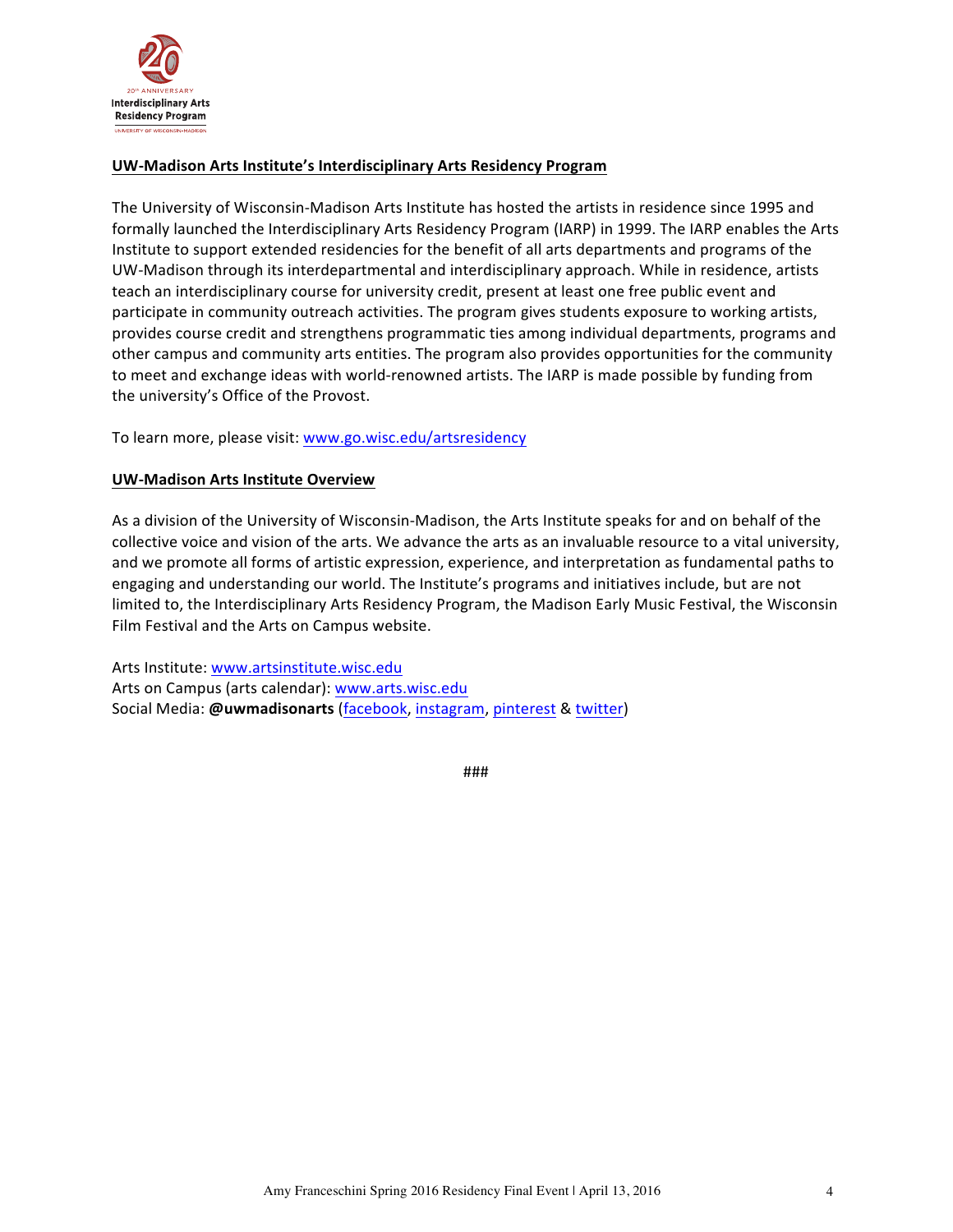20TH ANNIVERSARY
Interdisciplinary Arts Residency Program
UNIVERSITY OF WISCONSIN–MADISON

**UW-Madison Arts Institute's Interdisciplinary Arts Residency Program**

The University of Wisconsin-Madison Arts Institute has hosted the artists in residence since 1995 and formally launched the Interdisciplinary Arts Residency Program (IARP) in 1999. The IARP enables the Arts Institute to support extended residencies for the benefit of all arts departments and programs of the UW-Madison through its interdepartmental and interdisciplinary approach. While in residence, artists teach an interdisciplinary course for university credit, present at least one free public event and participate in community outreach activities. The program gives students exposure to working artists, provides course credit and strengthens programmatic ties among individual departments, programs and other campus and community arts entities. The program also provides opportunities for the community to meet and exchange ideas with world-renowned artists. The IARP is made possible by funding from the university's Office of the Provost.

To learn more, please visit: www.go.wisc.edu/artsresidency

**UW-Madison Arts Institute Overview**

As a division of the University of Wisconsin-Madison, the Arts Institute speaks for and on behalf of the collective voice and vision of the arts. We advance the arts as an invaluable resource to a vital university, and we promote all forms of artistic expression, experience, and interpretation as fundamental paths to engaging and understanding our world. The Institute's programs and initiatives include, but are not limited to, the Interdisciplinary Arts Residency Program, the Madison Early Music Festival, the Wisconsin Film Festival and the Arts on Campus website.

Arts Institute: www.artsinstitute.wisc.edu
Arts on Campus (arts calendar): www.arts.wisc.edu
Social Media: **@uwmadisonarts** (facebook, instagram, pinterest & twitter)

###